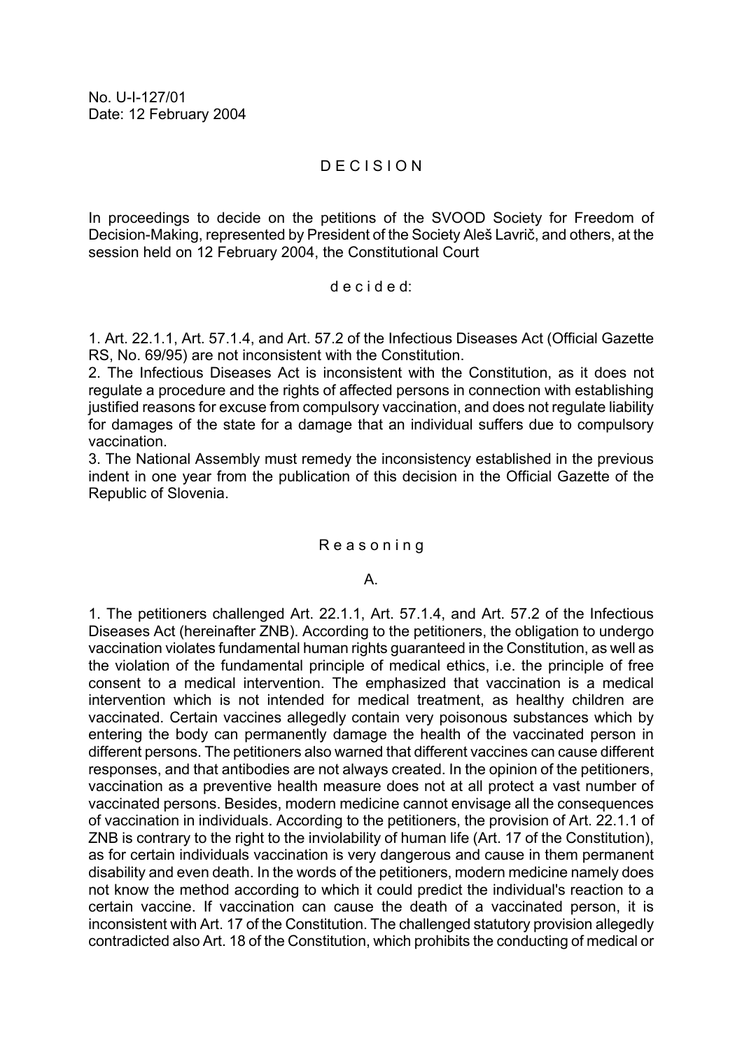No. U-I-127/01
Date: 12 February 2004

# D E C I S I O N

In proceedings to decide on the petitions of the SVOOD Society for Freedom of Decision-Making, represented by President of the Society Aleš Lavrič, and others, at the session held on 12 February 2004, the Constitutional Court

d e c i d e d:

1. Art. 22.1.1, Art. 57.1.4, and Art. 57.2 of the Infectious Diseases Act (Official Gazette RS, No. 69/95) are not inconsistent with the Constitution.
2. The Infectious Diseases Act is inconsistent with the Constitution, as it does not regulate a procedure and the rights of affected persons in connection with establishing justified reasons for excuse from compulsory vaccination, and does not regulate liability for damages of the state for a damage that an individual suffers due to compulsory vaccination.
3. The National Assembly must remedy the inconsistency established in the previous indent in one year from the publication of this decision in the Official Gazette of the Republic of Slovenia.

## R e a s o n i n g

### A.

1. The petitioners challenged Art. 22.1.1, Art. 57.1.4, and Art. 57.2 of the Infectious Diseases Act (hereinafter ZNB). According to the petitioners, the obligation to undergo vaccination violates fundamental human rights guaranteed in the Constitution, as well as the violation of the fundamental principle of medical ethics, i.e. the principle of free consent to a medical intervention. The emphasized that vaccination is a medical intervention which is not intended for medical treatment, as healthy children are vaccinated. Certain vaccines allegedly contain very poisonous substances which by entering the body can permanently damage the health of the vaccinated person in different persons. The petitioners also warned that different vaccines can cause different responses, and that antibodies are not always created. In the opinion of the petitioners, vaccination as a preventive health measure does not at all protect a vast number of vaccinated persons. Besides, modern medicine cannot envisage all the consequences of vaccination in individuals. According to the petitioners, the provision of Art. 22.1.1 of ZNB is contrary to the right to the inviolability of human life (Art. 17 of the Constitution), as for certain individuals vaccination is very dangerous and cause in them permanent disability and even death. In the words of the petitioners, modern medicine namely does not know the method according to which it could predict the individual's reaction to a certain vaccine. If vaccination can cause the death of a vaccinated person, it is inconsistent with Art. 17 of the Constitution. The challenged statutory provision allegedly contradicted also Art. 18 of the Constitution, which prohibits the conducting of medical or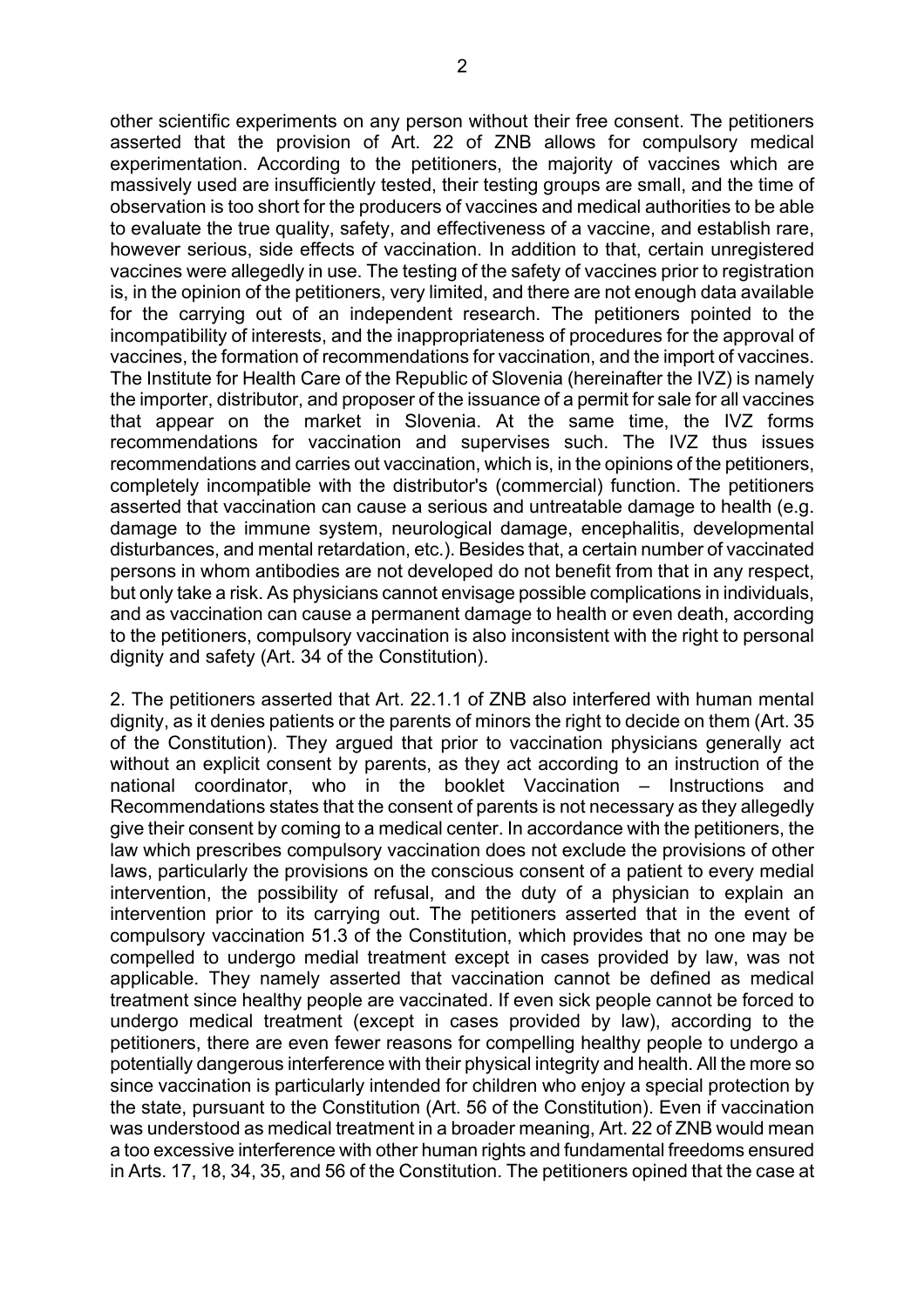other scientific experiments on any person without their free consent. The petitioners asserted that the provision of Art. 22 of ZNB allows for compulsory medical experimentation. According to the petitioners, the majority of vaccines which are massively used are insufficiently tested, their testing groups are small, and the time of observation is too short for the producers of vaccines and medical authorities to be able to evaluate the true quality, safety, and effectiveness of a vaccine, and establish rare, however serious, side effects of vaccination. In addition to that, certain unregistered vaccines were allegedly in use. The testing of the safety of vaccines prior to registration is, in the opinion of the petitioners, very limited, and there are not enough data available for the carrying out of an independent research. The petitioners pointed to the incompatibility of interests, and the inappropriateness of procedures for the approval of vaccines, the formation of recommendations for vaccination, and the import of vaccines. The Institute for Health Care of the Republic of Slovenia (hereinafter the IVZ) is namely the importer, distributor, and proposer of the issuance of a permit for sale for all vaccines that appear on the market in Slovenia. At the same time, the IVZ forms recommendations for vaccination and supervises such. The IVZ thus issues recommendations and carries out vaccination, which is, in the opinions of the petitioners, completely incompatible with the distributor's (commercial) function. The petitioners asserted that vaccination can cause a serious and untreatable damage to health (e.g. damage to the immune system, neurological damage, encephalitis, developmental disturbances, and mental retardation, etc.). Besides that, a certain number of vaccinated persons in whom antibodies are not developed do not benefit from that in any respect, but only take a risk. As physicians cannot envisage possible complications in individuals, and as vaccination can cause a permanent damage to health or even death, according to the petitioners, compulsory vaccination is also inconsistent with the right to personal dignity and safety (Art. 34 of the Constitution).

2. The petitioners asserted that Art. 22.1.1 of ZNB also interfered with human mental dignity, as it denies patients or the parents of minors the right to decide on them (Art. 35 of the Constitution). They argued that prior to vaccination physicians generally act without an explicit consent by parents, as they act according to an instruction of the national coordinator, who in the booklet Vaccination – Instructions and Recommendations states that the consent of parents is not necessary as they allegedly give their consent by coming to a medical center. In accordance with the petitioners, the law which prescribes compulsory vaccination does not exclude the provisions of other laws, particularly the provisions on the conscious consent of a patient to every medial intervention, the possibility of refusal, and the duty of a physician to explain an intervention prior to its carrying out. The petitioners asserted that in the event of compulsory vaccination 51.3 of the Constitution, which provides that no one may be compelled to undergo medial treatment except in cases provided by law, was not applicable. They namely asserted that vaccination cannot be defined as medical treatment since healthy people are vaccinated. If even sick people cannot be forced to undergo medical treatment (except in cases provided by law), according to the petitioners, there are even fewer reasons for compelling healthy people to undergo a potentially dangerous interference with their physical integrity and health. All the more so since vaccination is particularly intended for children who enjoy a special protection by the state, pursuant to the Constitution (Art. 56 of the Constitution). Even if vaccination was understood as medical treatment in a broader meaning, Art. 22 of ZNB would mean a too excessive interference with other human rights and fundamental freedoms ensured in Arts. 17, 18, 34, 35, and 56 of the Constitution. The petitioners opined that the case at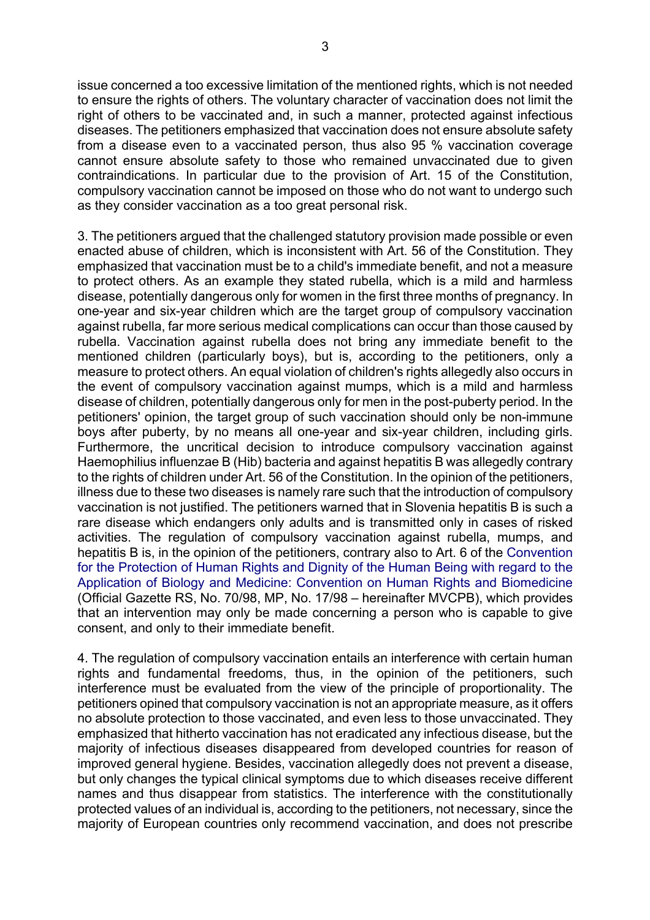issue concerned a too excessive limitation of the mentioned rights, which is not needed to ensure the rights of others. The voluntary character of vaccination does not limit the right of others to be vaccinated and, in such a manner, protected against infectious diseases. The petitioners emphasized that vaccination does not ensure absolute safety from a disease even to a vaccinated person, thus also 95 % vaccination coverage cannot ensure absolute safety to those who remained unvaccinated due to given contraindications. In particular due to the provision of Art. 15 of the Constitution, compulsory vaccination cannot be imposed on those who do not want to undergo such as they consider vaccination as a too great personal risk.

3. The petitioners argued that the challenged statutory provision made possible or even enacted abuse of children, which is inconsistent with Art. 56 of the Constitution. They emphasized that vaccination must be to a child's immediate benefit, and not a measure to protect others. As an example they stated rubella, which is a mild and harmless disease, potentially dangerous only for women in the first three months of pregnancy. In one-year and six-year children which are the target group of compulsory vaccination against rubella, far more serious medical complications can occur than those caused by rubella. Vaccination against rubella does not bring any immediate benefit to the mentioned children (particularly boys), but is, according to the petitioners, only a measure to protect others. An equal violation of children's rights allegedly also occurs in the event of compulsory vaccination against mumps, which is a mild and harmless disease of children, potentially dangerous only for men in the post-puberty period. In the petitioners' opinion, the target group of such vaccination should only be non-immune boys after puberty, by no means all one-year and six-year children, including girls. Furthermore, the uncritical decision to introduce compulsory vaccination against Haemophilius influenzae B (Hib) bacteria and against hepatitis B was allegedly contrary to the rights of children under Art. 56 of the Constitution. In the opinion of the petitioners, illness due to these two diseases is namely rare such that the introduction of compulsory vaccination is not justified. The petitioners warned that in Slovenia hepatitis B is such a rare disease which endangers only adults and is transmitted only in cases of risked activities. The regulation of compulsory vaccination against rubella, mumps, and hepatitis B is, in the opinion of the petitioners, contrary also to Art. 6 of the Convention for the Protection of Human Rights and Dignity of the Human Being with regard to the Application of Biology and Medicine: Convention on Human Rights and Biomedicine (Official Gazette RS, No. 70/98, MP, No. 17/98 – hereinafter MVCPB), which provides that an intervention may only be made concerning a person who is capable to give consent, and only to their immediate benefit.

4. The regulation of compulsory vaccination entails an interference with certain human rights and fundamental freedoms, thus, in the opinion of the petitioners, such interference must be evaluated from the view of the principle of proportionality. The petitioners opined that compulsory vaccination is not an appropriate measure, as it offers no absolute protection to those vaccinated, and even less to those unvaccinated. They emphasized that hitherto vaccination has not eradicated any infectious disease, but the majority of infectious diseases disappeared from developed countries for reason of improved general hygiene. Besides, vaccination allegedly does not prevent a disease, but only changes the typical clinical symptoms due to which diseases receive different names and thus disappear from statistics. The interference with the constitutionally protected values of an individual is, according to the petitioners, not necessary, since the majority of European countries only recommend vaccination, and does not prescribe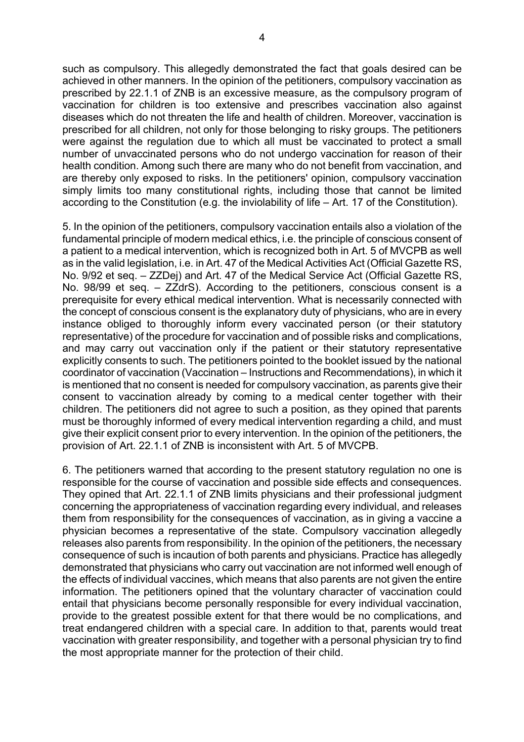such as compulsory. This allegedly demonstrated the fact that goals desired can be achieved in other manners. In the opinion of the petitioners, compulsory vaccination as prescribed by 22.1.1 of ZNB is an excessive measure, as the compulsory program of vaccination for children is too extensive and prescribes vaccination also against diseases which do not threaten the life and health of children. Moreover, vaccination is prescribed for all children, not only for those belonging to risky groups. The petitioners were against the regulation due to which all must be vaccinated to protect a small number of unvaccinated persons who do not undergo vaccination for reason of their health condition. Among such there are many who do not benefit from vaccination, and are thereby only exposed to risks. In the petitioners' opinion, compulsory vaccination simply limits too many constitutional rights, including those that cannot be limited according to the Constitution (e.g. the inviolability of life – Art. 17 of the Constitution).

5. In the opinion of the petitioners, compulsory vaccination entails also a violation of the fundamental principle of modern medical ethics, i.e. the principle of conscious consent of a patient to a medical intervention, which is recognized both in Art. 5 of MVCPB as well as in the valid legislation, i.e. in Art. 47 of the Medical Activities Act (Official Gazette RS, No. 9/92 et seq. – ZZDej) and Art. 47 of the Medical Service Act (Official Gazette RS, No. 98/99 et seq. – ZZdrS). According to the petitioners, conscious consent is a prerequisite for every ethical medical intervention. What is necessarily connected with the concept of conscious consent is the explanatory duty of physicians, who are in every instance obliged to thoroughly inform every vaccinated person (or their statutory representative) of the procedure for vaccination and of possible risks and complications, and may carry out vaccination only if the patient or their statutory representative explicitly consents to such. The petitioners pointed to the booklet issued by the national coordinator of vaccination (Vaccination – Instructions and Recommendations), in which it is mentioned that no consent is needed for compulsory vaccination, as parents give their consent to vaccination already by coming to a medical center together with their children. The petitioners did not agree to such a position, as they opined that parents must be thoroughly informed of every medical intervention regarding a child, and must give their explicit consent prior to every intervention. In the opinion of the petitioners, the provision of Art. 22.1.1 of ZNB is inconsistent with Art. 5 of MVCPB.

6. The petitioners warned that according to the present statutory regulation no one is responsible for the course of vaccination and possible side effects and consequences. They opined that Art. 22.1.1 of ZNB limits physicians and their professional judgment concerning the appropriateness of vaccination regarding every individual, and releases them from responsibility for the consequences of vaccination, as in giving a vaccine a physician becomes a representative of the state. Compulsory vaccination allegedly releases also parents from responsibility. In the opinion of the petitioners, the necessary consequence of such is incaution of both parents and physicians. Practice has allegedly demonstrated that physicians who carry out vaccination are not informed well enough of the effects of individual vaccines, which means that also parents are not given the entire information. The petitioners opined that the voluntary character of vaccination could entail that physicians become personally responsible for every individual vaccination, provide to the greatest possible extent for that there would be no complications, and treat endangered children with a special care. In addition to that, parents would treat vaccination with greater responsibility, and together with a personal physician try to find the most appropriate manner for the protection of their child.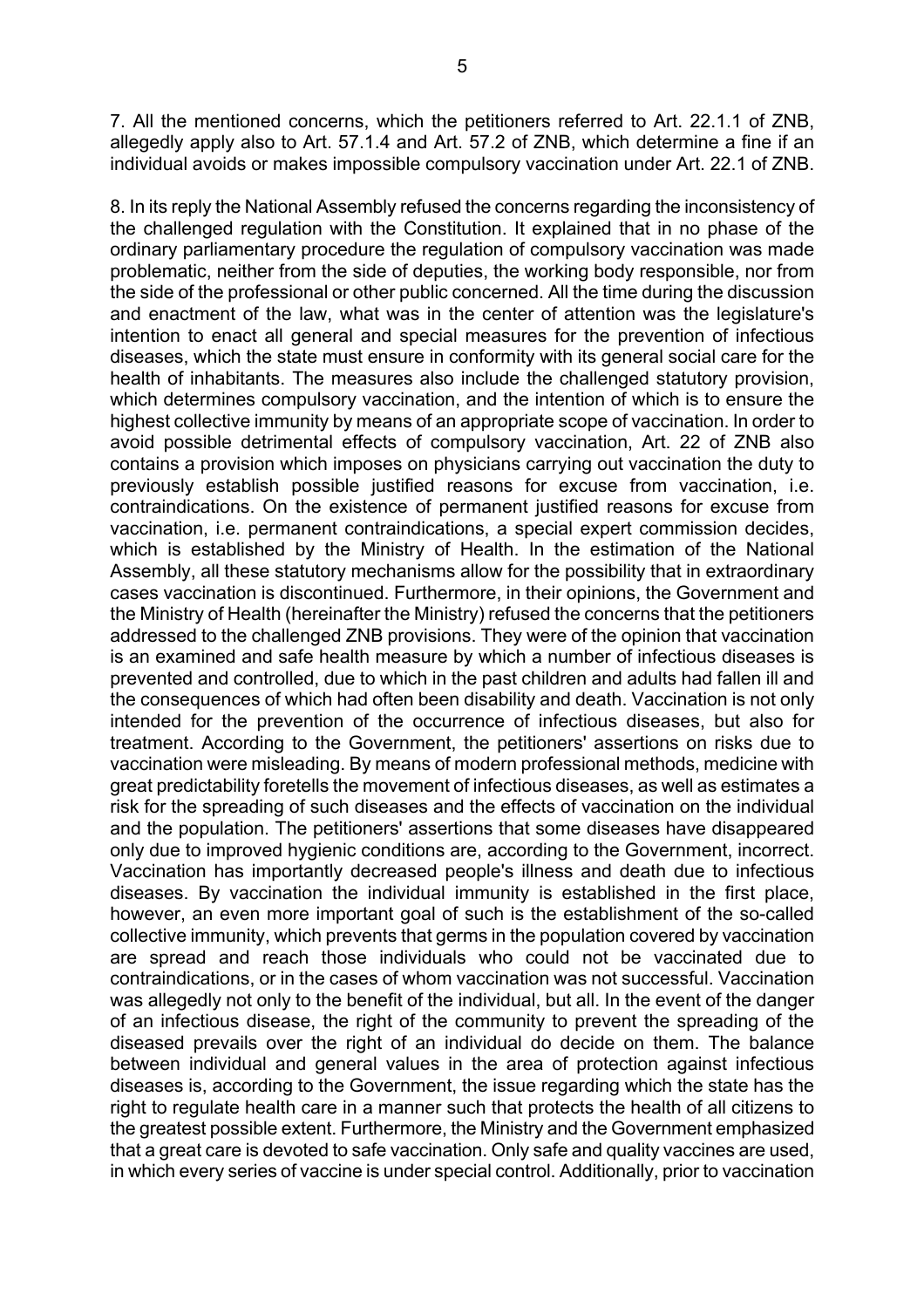7. All the mentioned concerns, which the petitioners referred to Art. 22.1.1 of ZNB, allegedly apply also to Art. 57.1.4 and Art. 57.2 of ZNB, which determine a fine if an individual avoids or makes impossible compulsory vaccination under Art. 22.1 of ZNB.

8. In its reply the National Assembly refused the concerns regarding the inconsistency of the challenged regulation with the Constitution. It explained that in no phase of the ordinary parliamentary procedure the regulation of compulsory vaccination was made problematic, neither from the side of deputies, the working body responsible, nor from the side of the professional or other public concerned. All the time during the discussion and enactment of the law, what was in the center of attention was the legislature's intention to enact all general and special measures for the prevention of infectious diseases, which the state must ensure in conformity with its general social care for the health of inhabitants. The measures also include the challenged statutory provision, which determines compulsory vaccination, and the intention of which is to ensure the highest collective immunity by means of an appropriate scope of vaccination. In order to avoid possible detrimental effects of compulsory vaccination, Art. 22 of ZNB also contains a provision which imposes on physicians carrying out vaccination the duty to previously establish possible justified reasons for excuse from vaccination, i.e. contraindications. On the existence of permanent justified reasons for excuse from vaccination, i.e. permanent contraindications, a special expert commission decides, which is established by the Ministry of Health. In the estimation of the National Assembly, all these statutory mechanisms allow for the possibility that in extraordinary cases vaccination is discontinued. Furthermore, in their opinions, the Government and the Ministry of Health (hereinafter the Ministry) refused the concerns that the petitioners addressed to the challenged ZNB provisions. They were of the opinion that vaccination is an examined and safe health measure by which a number of infectious diseases is prevented and controlled, due to which in the past children and adults had fallen ill and the consequences of which had often been disability and death. Vaccination is not only intended for the prevention of the occurrence of infectious diseases, but also for treatment. According to the Government, the petitioners' assertions on risks due to vaccination were misleading. By means of modern professional methods, medicine with great predictability foretells the movement of infectious diseases, as well as estimates a risk for the spreading of such diseases and the effects of vaccination on the individual and the population. The petitioners' assertions that some diseases have disappeared only due to improved hygienic conditions are, according to the Government, incorrect. Vaccination has importantly decreased people's illness and death due to infectious diseases. By vaccination the individual immunity is established in the first place, however, an even more important goal of such is the establishment of the so-called collective immunity, which prevents that germs in the population covered by vaccination are spread and reach those individuals who could not be vaccinated due to contraindications, or in the cases of whom vaccination was not successful. Vaccination was allegedly not only to the benefit of the individual, but all. In the event of the danger of an infectious disease, the right of the community to prevent the spreading of the diseased prevails over the right of an individual do decide on them. The balance between individual and general values in the area of protection against infectious diseases is, according to the Government, the issue regarding which the state has the right to regulate health care in a manner such that protects the health of all citizens to the greatest possible extent. Furthermore, the Ministry and the Government emphasized that a great care is devoted to safe vaccination. Only safe and quality vaccines are used, in which every series of vaccine is under special control. Additionally, prior to vaccination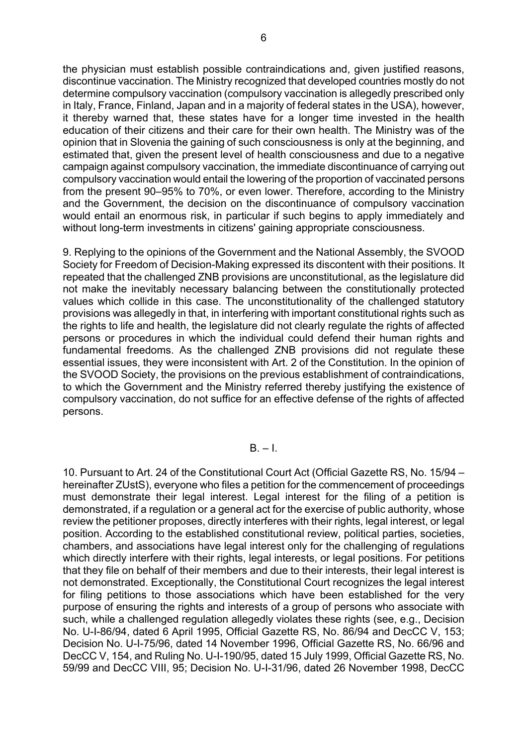the physician must establish possible contraindications and, given justified reasons, discontinue vaccination. The Ministry recognized that developed countries mostly do not determine compulsory vaccination (compulsory vaccination is allegedly prescribed only in Italy, France, Finland, Japan and in a majority of federal states in the USA), however, it thereby warned that, these states have for a longer time invested in the health education of their citizens and their care for their own health. The Ministry was of the opinion that in Slovenia the gaining of such consciousness is only at the beginning, and estimated that, given the present level of health consciousness and due to a negative campaign against compulsory vaccination, the immediate discontinuance of carrying out compulsory vaccination would entail the lowering of the proportion of vaccinated persons from the present 90–95% to 70%, or even lower. Therefore, according to the Ministry and the Government, the decision on the discontinuance of compulsory vaccination would entail an enormous risk, in particular if such begins to apply immediately and without long-term investments in citizens' gaining appropriate consciousness.

9. Replying to the opinions of the Government and the National Assembly, the SVOOD Society for Freedom of Decision-Making expressed its discontent with their positions. It repeated that the challenged ZNB provisions are unconstitutional, as the legislature did not make the inevitably necessary balancing between the constitutionally protected values which collide in this case. The unconstitutionality of the challenged statutory provisions was allegedly in that, in interfering with important constitutional rights such as the rights to life and health, the legislature did not clearly regulate the rights of affected persons or procedures in which the individual could defend their human rights and fundamental freedoms. As the challenged ZNB provisions did not regulate these essential issues, they were inconsistent with Art. 2 of the Constitution. In the opinion of the SVOOD Society, the provisions on the previous establishment of contraindications, to which the Government and the Ministry referred thereby justifying the existence of compulsory vaccination, do not suffice for an effective defense of the rights of affected persons.

B. – I.

10. Pursuant to Art. 24 of the Constitutional Court Act (Official Gazette RS, No. 15/94 – hereinafter ZUstS), everyone who files a petition for the commencement of proceedings must demonstrate their legal interest. Legal interest for the filing of a petition is demonstrated, if a regulation or a general act for the exercise of public authority, whose review the petitioner proposes, directly interferes with their rights, legal interest, or legal position. According to the established constitutional review, political parties, societies, chambers, and associations have legal interest only for the challenging of regulations which directly interfere with their rights, legal interests, or legal positions. For petitions that they file on behalf of their members and due to their interests, their legal interest is not demonstrated. Exceptionally, the Constitutional Court recognizes the legal interest for filing petitions to those associations which have been established for the very purpose of ensuring the rights and interests of a group of persons who associate with such, while a challenged regulation allegedly violates these rights (see, e.g., Decision No. U-I-86/94, dated 6 April 1995, Official Gazette RS, No. 86/94 and DecCC V, 153; Decision No. U-I-75/96, dated 14 November 1996, Official Gazette RS, No. 66/96 and DecCC V, 154, and Ruling No. U-I-190/95, dated 15 July 1999, Official Gazette RS, No. 59/99 and DecCC VIII, 95; Decision No. U-I-31/96, dated 26 November 1998, DecCC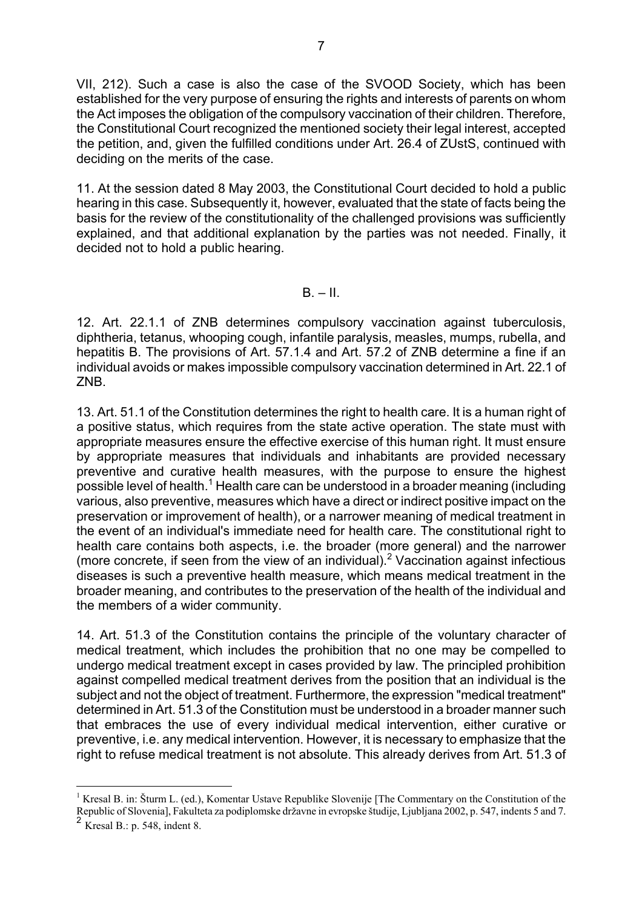VII, 212). Such a case is also the case of the SVOOD Society, which has been established for the very purpose of ensuring the rights and interests of parents on whom the Act imposes the obligation of the compulsory vaccination of their children. Therefore, the Constitutional Court recognized the mentioned society their legal interest, accepted the petition, and, given the fulfilled conditions under Art. 26.4 of ZUstS, continued with deciding on the merits of the case.

11. At the session dated 8 May 2003, the Constitutional Court decided to hold a public hearing in this case. Subsequently it, however, evaluated that the state of facts being the basis for the review of the constitutionality of the challenged provisions was sufficiently explained, and that additional explanation by the parties was not needed. Finally, it decided not to hold a public hearing.

## B. – II.

12. Art. 22.1.1 of ZNB determines compulsory vaccination against tuberculosis, diphtheria, tetanus, whooping cough, infantile paralysis, measles, mumps, rubella, and hepatitis B. The provisions of Art. 57.1.4 and Art. 57.2 of ZNB determine a fine if an individual avoids or makes impossible compulsory vaccination determined in Art. 22.1 of ZNB.

13. Art. 51.1 of the Constitution determines the right to health care. It is a human right of a positive status, which requires from the state active operation. The state must with appropriate measures ensure the effective exercise of this human right. It must ensure by appropriate measures that individuals and inhabitants are provided necessary preventive and curative health measures, with the purpose to ensure the highest possible level of health.[1] Health care can be understood in a broader meaning (including various, also preventive, measures which have a direct or indirect positive impact on the preservation or improvement of health), or a narrower meaning of medical treatment in the event of an individual's immediate need for health care. The constitutional right to health care contains both aspects, i.e. the broader (more general) and the narrower (more concrete, if seen from the view of an individual).[2] Vaccination against infectious diseases is such a preventive health measure, which means medical treatment in the broader meaning, and contributes to the preservation of the health of the individual and the members of a wider community.

14. Art. 51.3 of the Constitution contains the principle of the voluntary character of medical treatment, which includes the prohibition that no one may be compelled to undergo medical treatment except in cases provided by law. The principled prohibition against compelled medical treatment derives from the position that an individual is the subject and not the object of treatment. Furthermore, the expression "medical treatment" determined in Art. 51.3 of the Constitution must be understood in a broader manner such that embraces the use of every individual medical intervention, either curative or preventive, i.e. any medical intervention. However, it is necessary to emphasize that the right to refuse medical treatment is not absolute. This already derives from Art. 51.3 of

---

[1] Kresal B. in: Šturm L. (ed.), Komentar Ustave Republike Slovenije [The Commentary on the Constitution of the Republic of Slovenia], Fakulteta za podiplomske državne in evropske študije, Ljubljana 2002, p. 547, indents 5 and 7.

[2] Kresal B.: p. 548, indent 8.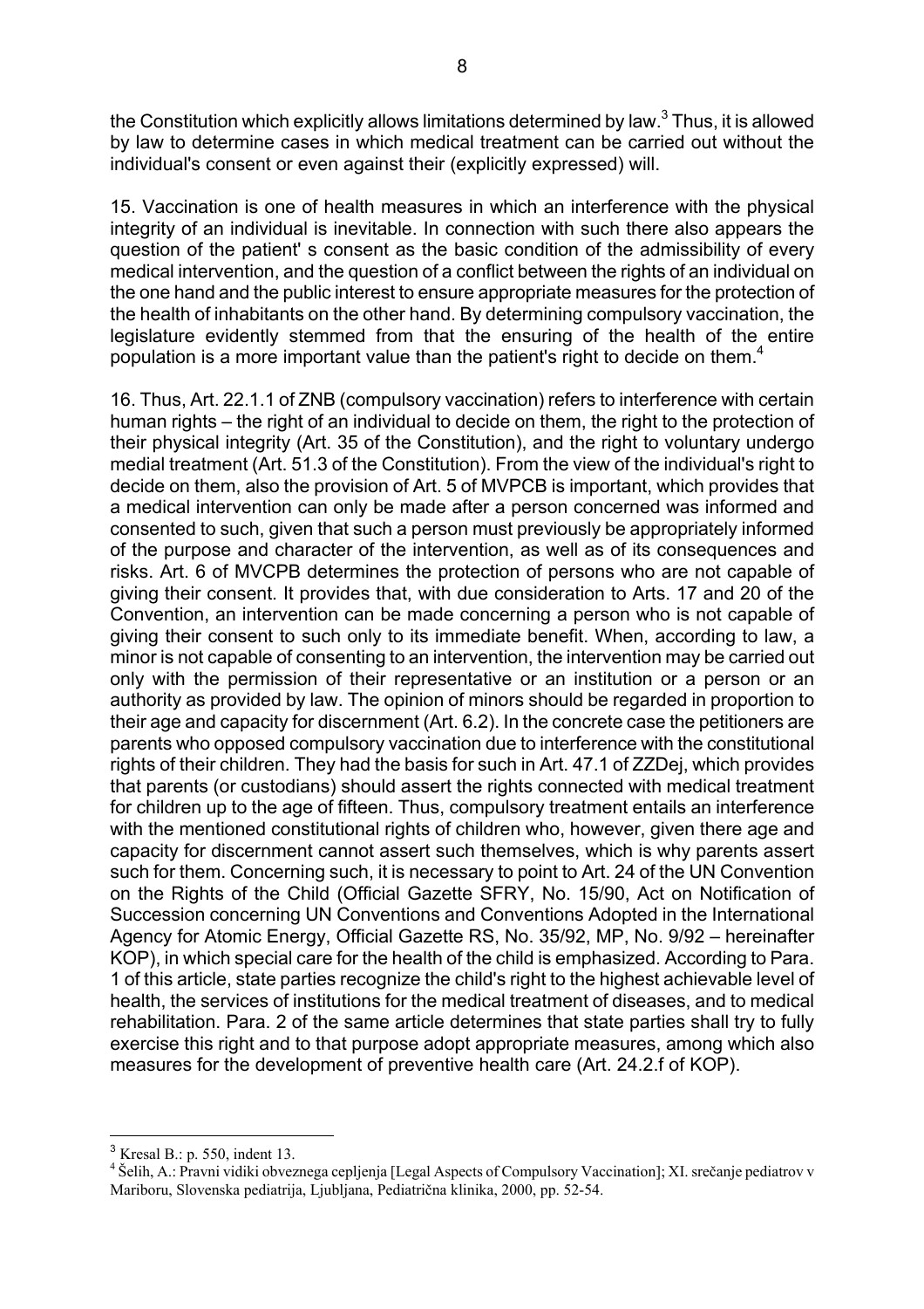the Constitution which explicitly allows limitations determined by law.[3] Thus, it is allowed by law to determine cases in which medical treatment can be carried out without the individual's consent or even against their (explicitly expressed) will.

15. Vaccination is one of health measures in which an interference with the physical integrity of an individual is inevitable. In connection with such there also appears the question of the patient' s consent as the basic condition of the admissibility of every medical intervention, and the question of a conflict between the rights of an individual on the one hand and the public interest to ensure appropriate measures for the protection of the health of inhabitants on the other hand. By determining compulsory vaccination, the legislature evidently stemmed from that the ensuring of the health of the entire population is a more important value than the patient's right to decide on them.[4]

16. Thus, Art. 22.1.1 of ZNB (compulsory vaccination) refers to interference with certain human rights – the right of an individual to decide on them, the right to the protection of their physical integrity (Art. 35 of the Constitution), and the right to voluntary undergo medial treatment (Art. 51.3 of the Constitution). From the view of the individual's right to decide on them, also the provision of Art. 5 of MVPCB is important, which provides that a medical intervention can only be made after a person concerned was informed and consented to such, given that such a person must previously be appropriately informed of the purpose and character of the intervention, as well as of its consequences and risks. Art. 6 of MVCPB determines the protection of persons who are not capable of giving their consent. It provides that, with due consideration to Arts. 17 and 20 of the Convention, an intervention can be made concerning a person who is not capable of giving their consent to such only to its immediate benefit. When, according to law, a minor is not capable of consenting to an intervention, the intervention may be carried out only with the permission of their representative or an institution or a person or an authority as provided by law. The opinion of minors should be regarded in proportion to their age and capacity for discernment (Art. 6.2). In the concrete case the petitioners are parents who opposed compulsory vaccination due to interference with the constitutional rights of their children. They had the basis for such in Art. 47.1 of ZZDej, which provides that parents (or custodians) should assert the rights connected with medical treatment for children up to the age of fifteen. Thus, compulsory treatment entails an interference with the mentioned constitutional rights of children who, however, given there age and capacity for discernment cannot assert such themselves, which is why parents assert such for them. Concerning such, it is necessary to point to Art. 24 of the UN Convention on the Rights of the Child (Official Gazette SFRY, No. 15/90, Act on Notification of Succession concerning UN Conventions and Conventions Adopted in the International Agency for Atomic Energy, Official Gazette RS, No. 35/92, MP, No. 9/92 – hereinafter KOP), in which special care for the health of the child is emphasized. According to Para. 1 of this article, state parties recognize the child's right to the highest achievable level of health, the services of institutions for the medical treatment of diseases, and to medical rehabilitation. Para. 2 of the same article determines that state parties shall try to fully exercise this right and to that purpose adopt appropriate measures, among which also measures for the development of preventive health care (Art. 24.2.f of KOP).

---

[3] Kresal B.: p. 550, indent 13.

[4] Šelih, A.: Pravni vidiki obveznega cepljenja [Legal Aspects of Compulsory Vaccination]; XI. srečanje pediatrov v Mariboru, Slovenska pediatrija, Ljubljana, Pediatrična klinika, 2000, pp. 52-54.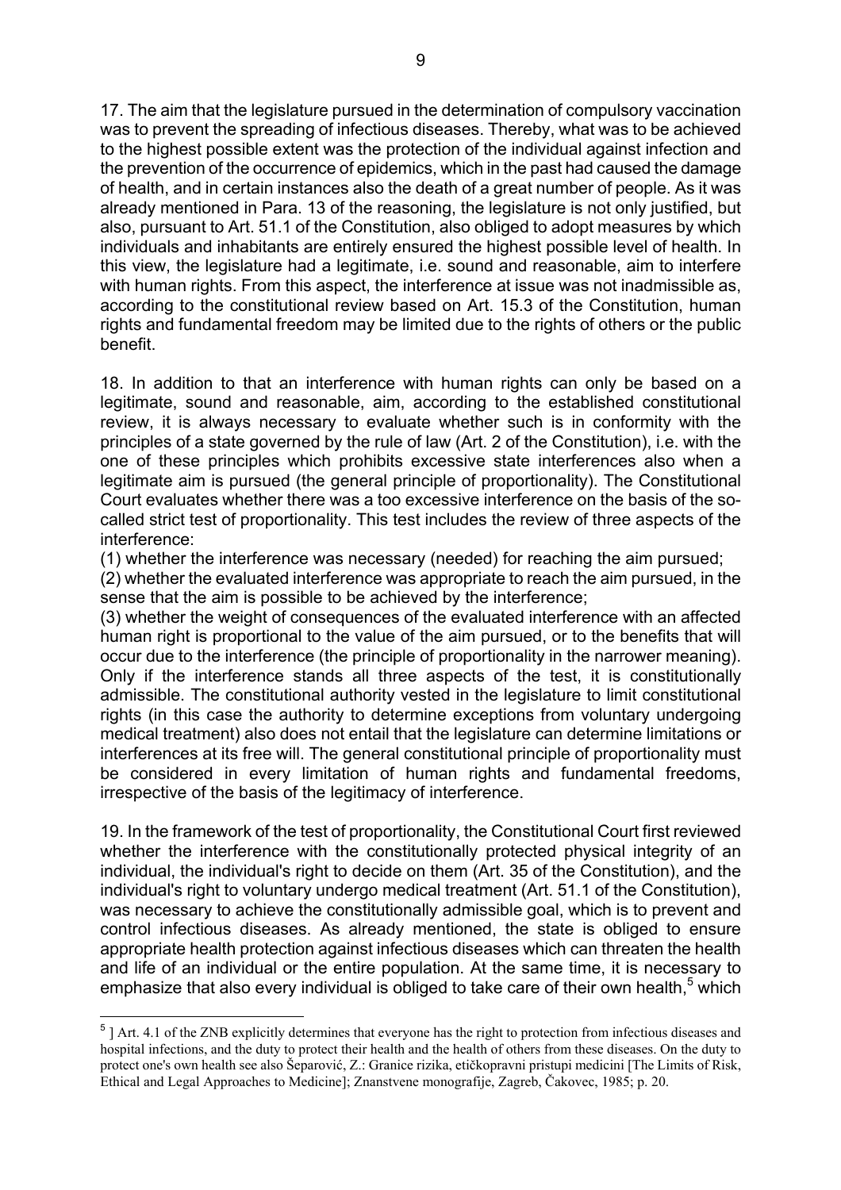17. The aim that the legislature pursued in the determination of compulsory vaccination was to prevent the spreading of infectious diseases. Thereby, what was to be achieved to the highest possible extent was the protection of the individual against infection and the prevention of the occurrence of epidemics, which in the past had caused the damage of health, and in certain instances also the death of a great number of people. As it was already mentioned in Para. 13 of the reasoning, the legislature is not only justified, but also, pursuant to Art. 51.1 of the Constitution, also obliged to adopt measures by which individuals and inhabitants are entirely ensured the highest possible level of health. In this view, the legislature had a legitimate, i.e. sound and reasonable, aim to interfere with human rights. From this aspect, the interference at issue was not inadmissible as, according to the constitutional review based on Art. 15.3 of the Constitution, human rights and fundamental freedom may be limited due to the rights of others or the public benefit.

18. In addition to that an interference with human rights can only be based on a legitimate, sound and reasonable, aim, according to the established constitutional review, it is always necessary to evaluate whether such is in conformity with the principles of a state governed by the rule of law (Art. 2 of the Constitution), i.e. with the one of these principles which prohibits excessive state interferences also when a legitimate aim is pursued (the general principle of proportionality). The Constitutional Court evaluates whether there was a too excessive interference on the basis of the so-called strict test of proportionality. This test includes the review of three aspects of the interference:
(1) whether the interference was necessary (needed) for reaching the aim pursued;
(2) whether the evaluated interference was appropriate to reach the aim pursued, in the sense that the aim is possible to be achieved by the interference;
(3) whether the weight of consequences of the evaluated interference with an affected human right is proportional to the value of the aim pursued, or to the benefits that will occur due to the interference (the principle of proportionality in the narrower meaning).
Only if the interference stands all three aspects of the test, it is constitutionally admissible. The constitutional authority vested in the legislature to limit constitutional rights (in this case the authority to determine exceptions from voluntary undergoing medical treatment) also does not entail that the legislature can determine limitations or interferences at its free will. The general constitutional principle of proportionality must be considered in every limitation of human rights and fundamental freedoms, irrespective of the basis of the legitimacy of interference.

19. In the framework of the test of proportionality, the Constitutional Court first reviewed whether the interference with the constitutionally protected physical integrity of an individual, the individual's right to decide on them (Art. 35 of the Constitution), and the individual's right to voluntary undergo medical treatment (Art. 51.1 of the Constitution), was necessary to achieve the constitutionally admissible goal, which is to prevent and control infectious diseases. As already mentioned, the state is obliged to ensure appropriate health protection against infectious diseases which can threaten the health and life of an individual or the entire population. At the same time, it is necessary to emphasize that also every individual is obliged to take care of their own health,[5] which

---

[5] ] Art. 4.1 of the ZNB explicitly determines that everyone has the right to protection from infectious diseases and hospital infections, and the duty to protect their health and the health of others from these diseases. On the duty to protect one's own health see also Šeparović, Z.: Granice rizika, etičkopravni pristupi medicini [The Limits of Risk, Ethical and Legal Approaches to Medicine]; Znanstvene monografije, Zagreb, Čakovec, 1985; p. 20.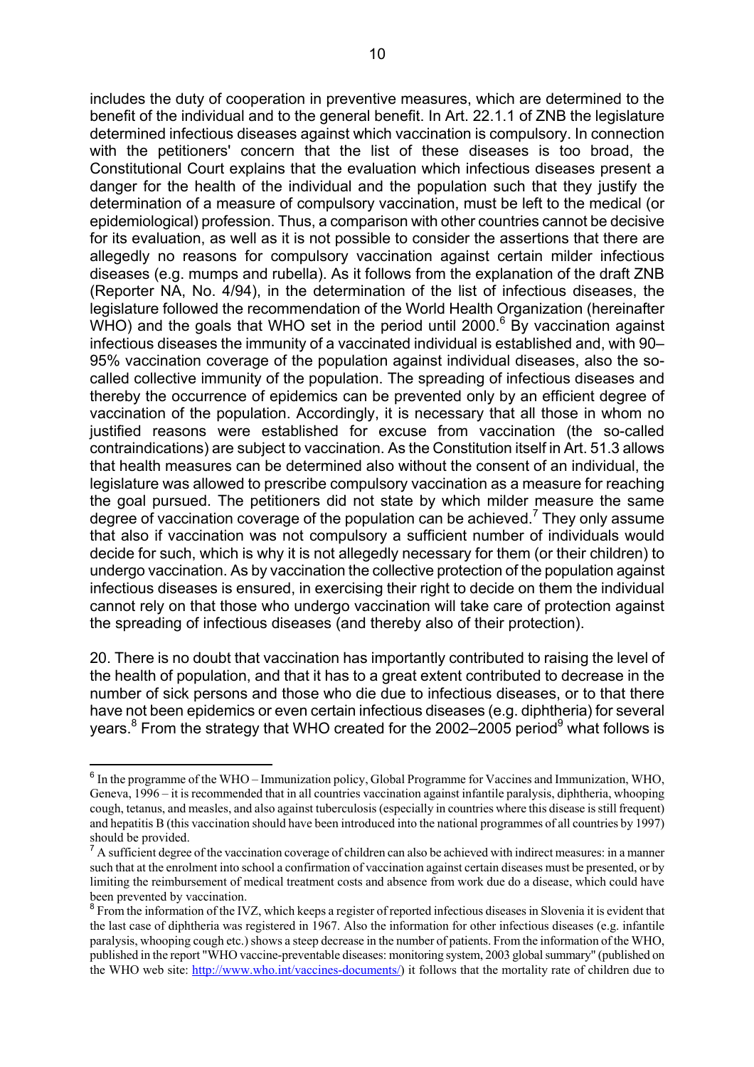includes the duty of cooperation in preventive measures, which are determined to the benefit of the individual and to the general benefit. In Art. 22.1.1 of ZNB the legislature determined infectious diseases against which vaccination is compulsory. In connection with the petitioners' concern that the list of these diseases is too broad, the Constitutional Court explains that the evaluation which infectious diseases present a danger for the health of the individual and the population such that they justify the determination of a measure of compulsory vaccination, must be left to the medical (or epidemiological) profession. Thus, a comparison with other countries cannot be decisive for its evaluation, as well as it is not possible to consider the assertions that there are allegedly no reasons for compulsory vaccination against certain milder infectious diseases (e.g. mumps and rubella). As it follows from the explanation of the draft ZNB (Reporter NA, No. 4/94), in the determination of the list of infectious diseases, the legislature followed the recommendation of the World Health Organization (hereinafter WHO) and the goals that WHO set in the period until 2000.[6] By vaccination against infectious diseases the immunity of a vaccinated individual is established and, with 90–95% vaccination coverage of the population against individual diseases, also the so-called collective immunity of the population. The spreading of infectious diseases and thereby the occurrence of epidemics can be prevented only by an efficient degree of vaccination of the population. Accordingly, it is necessary that all those in whom no justified reasons were established for excuse from vaccination (the so-called contraindications) are subject to vaccination. As the Constitution itself in Art. 51.3 allows that health measures can be determined also without the consent of an individual, the legislature was allowed to prescribe compulsory vaccination as a measure for reaching the goal pursued. The petitioners did not state by which milder measure the same degree of vaccination coverage of the population can be achieved.[7] They only assume that also if vaccination was not compulsory a sufficient number of individuals would decide for such, which is why it is not allegedly necessary for them (or their children) to undergo vaccination. As by vaccination the collective protection of the population against infectious diseases is ensured, in exercising their right to decide on them the individual cannot rely on that those who undergo vaccination will take care of protection against the spreading of infectious diseases (and thereby also of their protection).

20. There is no doubt that vaccination has importantly contributed to raising the level of the health of population, and that it has to a great extent contributed to decrease in the number of sick persons and those who die due to infectious diseases, or to that there have not been epidemics or even certain infectious diseases (e.g. diphtheria) for several years.[8] From the strategy that WHO created for the 2002–2005 period[9] what follows is

---

[6] In the programme of the WHO – Immunization policy, Global Programme for Vaccines and Immunization, WHO, Geneva, 1996 – it is recommended that in all countries vaccination against infantile paralysis, diphtheria, whooping cough, tetanus, and measles, and also against tuberculosis (especially in countries where this disease is still frequent) and hepatitis B (this vaccination should have been introduced into the national programmes of all countries by 1997) should be provided.

[7] A sufficient degree of the vaccination coverage of children can also be achieved with indirect measures: in a manner such that at the enrolment into school a confirmation of vaccination against certain diseases must be presented, or by limiting the reimbursement of medical treatment costs and absence from work due do a disease, which could have been prevented by vaccination.

[8] From the information of the IVZ, which keeps a register of reported infectious diseases in Slovenia it is evident that the last case of diphtheria was registered in 1967. Also the information for other infectious diseases (e.g. infantile paralysis, whooping cough etc.) shows a steep decrease in the number of patients. From the information of the WHO, published in the report "WHO vaccine-preventable diseases: monitoring system, 2003 global summary" (published on the WHO web site: http://www.who.int/vaccines-documents/) it follows that the mortality rate of children due to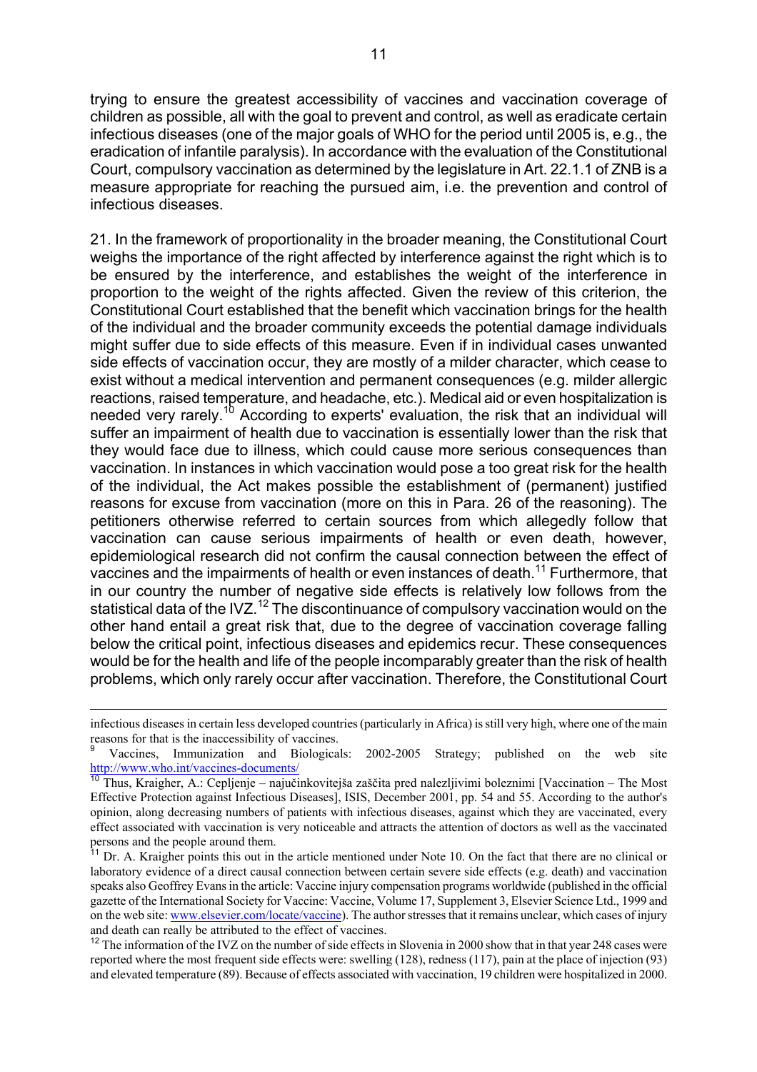trying to ensure the greatest accessibility of vaccines and vaccination coverage of children as possible, all with the goal to prevent and control, as well as eradicate certain infectious diseases (one of the major goals of WHO for the period until 2005 is, e.g., the eradication of infantile paralysis). In accordance with the evaluation of the Constitutional Court, compulsory vaccination as determined by the legislature in Art. 22.1.1 of ZNB is a measure appropriate for reaching the pursued aim, i.e. the prevention and control of infectious diseases.

21. In the framework of proportionality in the broader meaning, the Constitutional Court weighs the importance of the right affected by interference against the right which is to be ensured by the interference, and establishes the weight of the interference in proportion to the weight of the rights affected. Given the review of this criterion, the Constitutional Court established that the benefit which vaccination brings for the health of the individual and the broader community exceeds the potential damage individuals might suffer due to side effects of this measure. Even if in individual cases unwanted side effects of vaccination occur, they are mostly of a milder character, which cease to exist without a medical intervention and permanent consequences (e.g. milder allergic reactions, raised temperature, and headache, etc.). Medical aid or even hospitalization is needed very rarely.[10] According to experts' evaluation, the risk that an individual will suffer an impairment of health due to vaccination is essentially lower than the risk that they would face due to illness, which could cause more serious consequences than vaccination. In instances in which vaccination would pose a too great risk for the health of the individual, the Act makes possible the establishment of (permanent) justified reasons for excuse from vaccination (more on this in Para. 26 of the reasoning). The petitioners otherwise referred to certain sources from which allegedly follow that vaccination can cause serious impairments of health or even death, however, epidemiological research did not confirm the causal connection between the effect of vaccines and the impairments of health or even instances of death.[11] Furthermore, that in our country the number of negative side effects is relatively low follows from the statistical data of the IVZ.[12] The discontinuance of compulsory vaccination would on the other hand entail a great risk that, due to the degree of vaccination coverage falling below the critical point, infectious diseases and epidemics recur. These consequences would be for the health and life of the people incomparably greater than the risk of health problems, which only rarely occur after vaccination. Therefore, the Constitutional Court

---

infectious diseases in certain less developed countries (particularly in Africa) is still very high, where one of the main reasons for that is the inaccessibility of vaccines.

[9] Vaccines, Immunization and Biologicals: 2002-2005 Strategy; published on the web site http://www.who.int/vaccines-documents/

[10] Thus, Kraigher, A.: Cepljenje – najučinkovitejša zaščita pred nalezljivimi boleznimi [Vaccination – The Most Effective Protection against Infectious Diseases], ISIS, December 2001, pp. 54 and 55. According to the author's opinion, along decreasing numbers of patients with infectious diseases, against which they are vaccinated, every effect associated with vaccination is very noticeable and attracts the attention of doctors as well as the vaccinated persons and the people around them.

[11] Dr. A. Kraigher points this out in the article mentioned under Note 10. On the fact that there are no clinical or laboratory evidence of a direct causal connection between certain severe side effects (e.g. death) and vaccination speaks also Geoffrey Evans in the article: Vaccine injury compensation programs worldwide (published in the official gazette of the International Society for Vaccine: Vaccine, Volume 17, Supplement 3, Elsevier Science Ltd., 1999 and on the web site: www.elsevier.com/locate/vaccine). The author stresses that it remains unclear, which cases of injury and death can really be attributed to the effect of vaccines.

[12] The information of the IVZ on the number of side effects in Slovenia in 2000 show that in that year 248 cases were reported where the most frequent side effects were: swelling (128), redness (117), pain at the place of injection (93) and elevated temperature (89). Because of effects associated with vaccination, 19 children were hospitalized in 2000.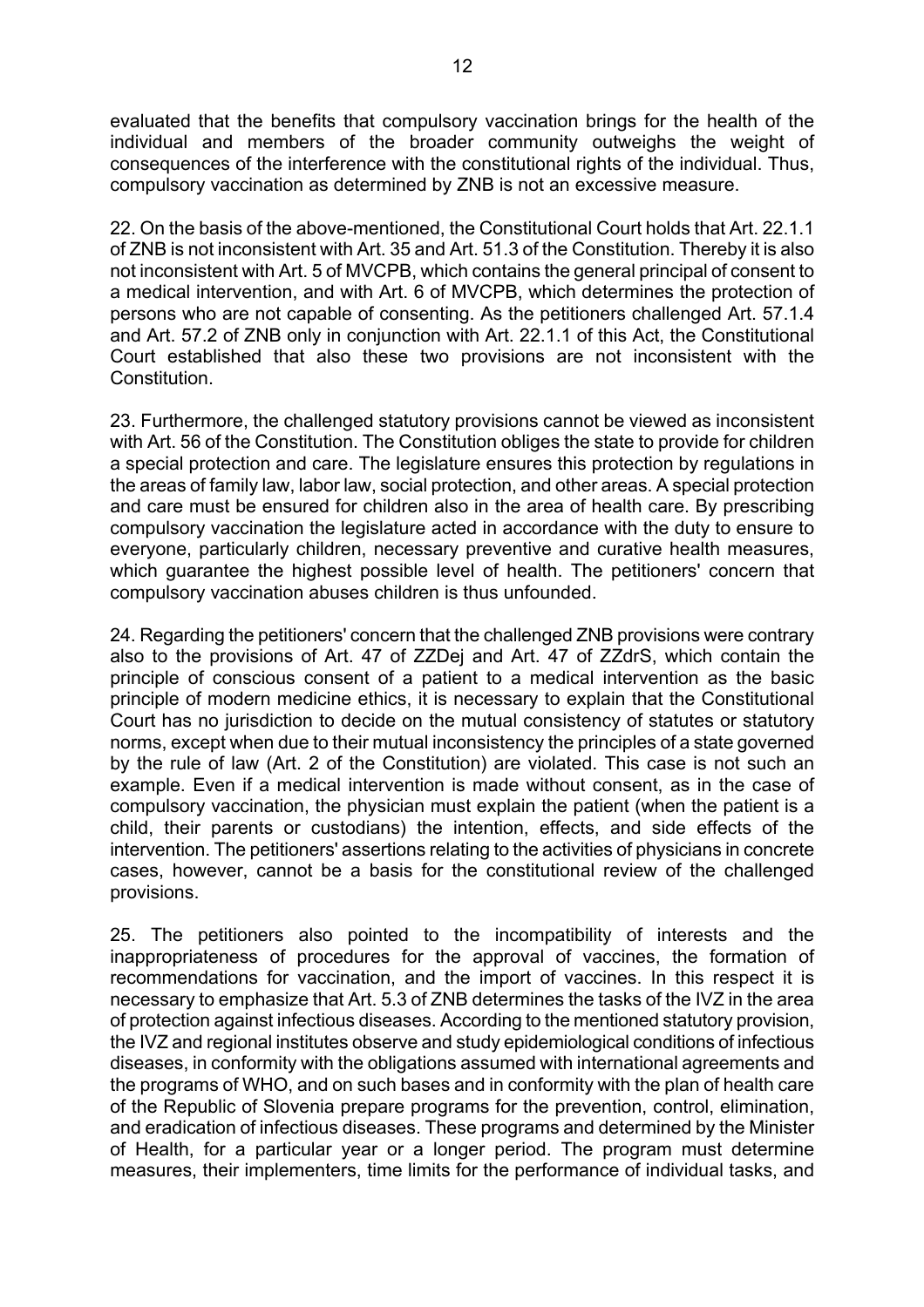evaluated that the benefits that compulsory vaccination brings for the health of the individual and members of the broader community outweighs the weight of consequences of the interference with the constitutional rights of the individual. Thus, compulsory vaccination as determined by ZNB is not an excessive measure.

22. On the basis of the above-mentioned, the Constitutional Court holds that Art. 22.1.1 of ZNB is not inconsistent with Art. 35 and Art. 51.3 of the Constitution. Thereby it is also not inconsistent with Art. 5 of MVCPB, which contains the general principal of consent to a medical intervention, and with Art. 6 of MVCPB, which determines the protection of persons who are not capable of consenting. As the petitioners challenged Art. 57.1.4 and Art. 57.2 of ZNB only in conjunction with Art. 22.1.1 of this Act, the Constitutional Court established that also these two provisions are not inconsistent with the Constitution.

23. Furthermore, the challenged statutory provisions cannot be viewed as inconsistent with Art. 56 of the Constitution. The Constitution obliges the state to provide for children a special protection and care. The legislature ensures this protection by regulations in the areas of family law, labor law, social protection, and other areas. A special protection and care must be ensured for children also in the area of health care. By prescribing compulsory vaccination the legislature acted in accordance with the duty to ensure to everyone, particularly children, necessary preventive and curative health measures, which guarantee the highest possible level of health. The petitioners' concern that compulsory vaccination abuses children is thus unfounded.

24. Regarding the petitioners' concern that the challenged ZNB provisions were contrary also to the provisions of Art. 47 of ZZDej and Art. 47 of ZZdrS, which contain the principle of conscious consent of a patient to a medical intervention as the basic principle of modern medicine ethics, it is necessary to explain that the Constitutional Court has no jurisdiction to decide on the mutual consistency of statutes or statutory norms, except when due to their mutual inconsistency the principles of a state governed by the rule of law (Art. 2 of the Constitution) are violated. This case is not such an example. Even if a medical intervention is made without consent, as in the case of compulsory vaccination, the physician must explain the patient (when the patient is a child, their parents or custodians) the intention, effects, and side effects of the intervention. The petitioners' assertions relating to the activities of physicians in concrete cases, however, cannot be a basis for the constitutional review of the challenged provisions.

25. The petitioners also pointed to the incompatibility of interests and the inappropriateness of procedures for the approval of vaccines, the formation of recommendations for vaccination, and the import of vaccines. In this respect it is necessary to emphasize that Art. 5.3 of ZNB determines the tasks of the IVZ in the area of protection against infectious diseases. According to the mentioned statutory provision, the IVZ and regional institutes observe and study epidemiological conditions of infectious diseases, in conformity with the obligations assumed with international agreements and the programs of WHO, and on such bases and in conformity with the plan of health care of the Republic of Slovenia prepare programs for the prevention, control, elimination, and eradication of infectious diseases. These programs and determined by the Minister of Health, for a particular year or a longer period. The program must determine measures, their implementers, time limits for the performance of individual tasks, and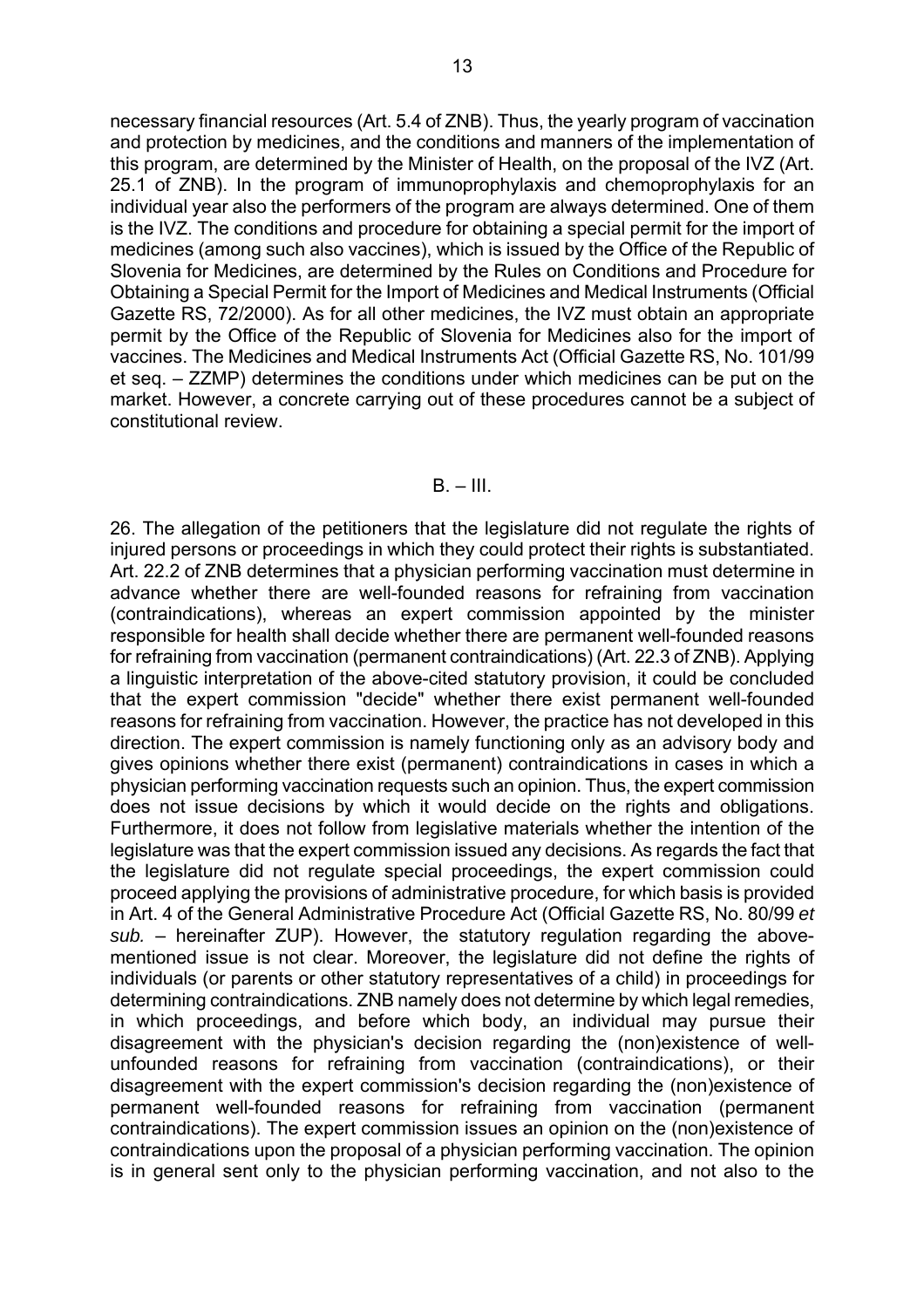necessary financial resources (Art. 5.4 of ZNB). Thus, the yearly program of vaccination and protection by medicines, and the conditions and manners of the implementation of this program, are determined by the Minister of Health, on the proposal of the IVZ (Art. 25.1 of ZNB). In the program of immunoprophylaxis and chemoprophylaxis for an individual year also the performers of the program are always determined. One of them is the IVZ. The conditions and procedure for obtaining a special permit for the import of medicines (among such also vaccines), which is issued by the Office of the Republic of Slovenia for Medicines, are determined by the Rules on Conditions and Procedure for Obtaining a Special Permit for the Import of Medicines and Medical Instruments (Official Gazette RS, 72/2000). As for all other medicines, the IVZ must obtain an appropriate permit by the Office of the Republic of Slovenia for Medicines also for the import of vaccines. The Medicines and Medical Instruments Act (Official Gazette RS, No. 101/99 et seq. – ZZMP) determines the conditions under which medicines can be put on the market. However, a concrete carrying out of these procedures cannot be a subject of constitutional review.

## B. – III.

26. The allegation of the petitioners that the legislature did not regulate the rights of injured persons or proceedings in which they could protect their rights is substantiated. Art. 22.2 of ZNB determines that a physician performing vaccination must determine in advance whether there are well-founded reasons for refraining from vaccination (contraindications), whereas an expert commission appointed by the minister responsible for health shall decide whether there are permanent well-founded reasons for refraining from vaccination (permanent contraindications) (Art. 22.3 of ZNB). Applying a linguistic interpretation of the above-cited statutory provision, it could be concluded that the expert commission "decide" whether there exist permanent well-founded reasons for refraining from vaccination. However, the practice has not developed in this direction. The expert commission is namely functioning only as an advisory body and gives opinions whether there exist (permanent) contraindications in cases in which a physician performing vaccination requests such an opinion. Thus, the expert commission does not issue decisions by which it would decide on the rights and obligations. Furthermore, it does not follow from legislative materials whether the intention of the legislature was that the expert commission issued any decisions. As regards the fact that the legislature did not regulate special proceedings, the expert commission could proceed applying the provisions of administrative procedure, for which basis is provided in Art. 4 of the General Administrative Procedure Act (Official Gazette RS, No. 80/99 *et sub.* – hereinafter ZUP). However, the statutory regulation regarding the above-mentioned issue is not clear. Moreover, the legislature did not define the rights of individuals (or parents or other statutory representatives of a child) in proceedings for determining contraindications. ZNB namely does not determine by which legal remedies, in which proceedings, and before which body, an individual may pursue their disagreement with the physician's decision regarding the (non)existence of well-unfounded reasons for refraining from vaccination (contraindications), or their disagreement with the expert commission's decision regarding the (non)existence of permanent well-founded reasons for refraining from vaccination (permanent contraindications). The expert commission issues an opinion on the (non)existence of contraindications upon the proposal of a physician performing vaccination. The opinion is in general sent only to the physician performing vaccination, and not also to the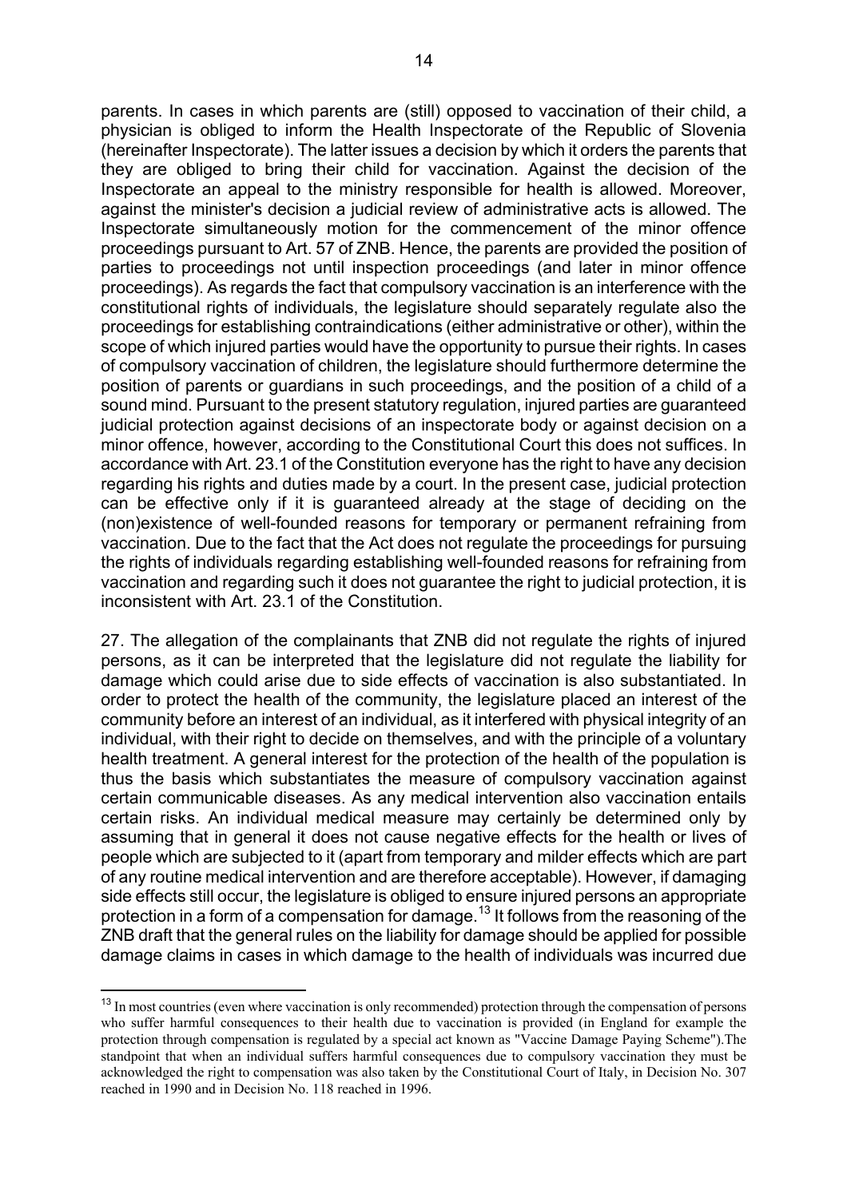parents. In cases in which parents are (still) opposed to vaccination of their child, a physician is obliged to inform the Health Inspectorate of the Republic of Slovenia (hereinafter Inspectorate). The latter issues a decision by which it orders the parents that they are obliged to bring their child for vaccination. Against the decision of the Inspectorate an appeal to the ministry responsible for health is allowed. Moreover, against the minister's decision a judicial review of administrative acts is allowed. The Inspectorate simultaneously motion for the commencement of the minor offence proceedings pursuant to Art. 57 of ZNB. Hence, the parents are provided the position of parties to proceedings not until inspection proceedings (and later in minor offence proceedings). As regards the fact that compulsory vaccination is an interference with the constitutional rights of individuals, the legislature should separately regulate also the proceedings for establishing contraindications (either administrative or other), within the scope of which injured parties would have the opportunity to pursue their rights. In cases of compulsory vaccination of children, the legislature should furthermore determine the position of parents or guardians in such proceedings, and the position of a child of a sound mind. Pursuant to the present statutory regulation, injured parties are guaranteed judicial protection against decisions of an inspectorate body or against decision on a minor offence, however, according to the Constitutional Court this does not suffices. In accordance with Art. 23.1 of the Constitution everyone has the right to have any decision regarding his rights and duties made by a court. In the present case, judicial protection can be effective only if it is guaranteed already at the stage of deciding on the (non)existence of well-founded reasons for temporary or permanent refraining from vaccination. Due to the fact that the Act does not regulate the proceedings for pursuing the rights of individuals regarding establishing well-founded reasons for refraining from vaccination and regarding such it does not guarantee the right to judicial protection, it is inconsistent with Art. 23.1 of the Constitution.

27. The allegation of the complainants that ZNB did not regulate the rights of injured persons, as it can be interpreted that the legislature did not regulate the liability for damage which could arise due to side effects of vaccination is also substantiated. In order to protect the health of the community, the legislature placed an interest of the community before an interest of an individual, as it interfered with physical integrity of an individual, with their right to decide on themselves, and with the principle of a voluntary health treatment. A general interest for the protection of the health of the population is thus the basis which substantiates the measure of compulsory vaccination against certain communicable diseases. As any medical intervention also vaccination entails certain risks. An individual medical measure may certainly be determined only by assuming that in general it does not cause negative effects for the health or lives of people which are subjected to it (apart from temporary and milder effects which are part of any routine medical intervention and are therefore acceptable). However, if damaging side effects still occur, the legislature is obliged to ensure injured persons an appropriate protection in a form of a compensation for damage.[13] It follows from the reasoning of the ZNB draft that the general rules on the liability for damage should be applied for possible damage claims in cases in which damage to the health of individuals was incurred due

---

[13] In most countries (even where vaccination is only recommended) protection through the compensation of persons who suffer harmful consequences to their health due to vaccination is provided (in England for example the protection through compensation is regulated by a special act known as "Vaccine Damage Paying Scheme").The standpoint that when an individual suffers harmful consequences due to compulsory vaccination they must be acknowledged the right to compensation was also taken by the Constitutional Court of Italy, in Decision No. 307 reached in 1990 and in Decision No. 118 reached in 1996.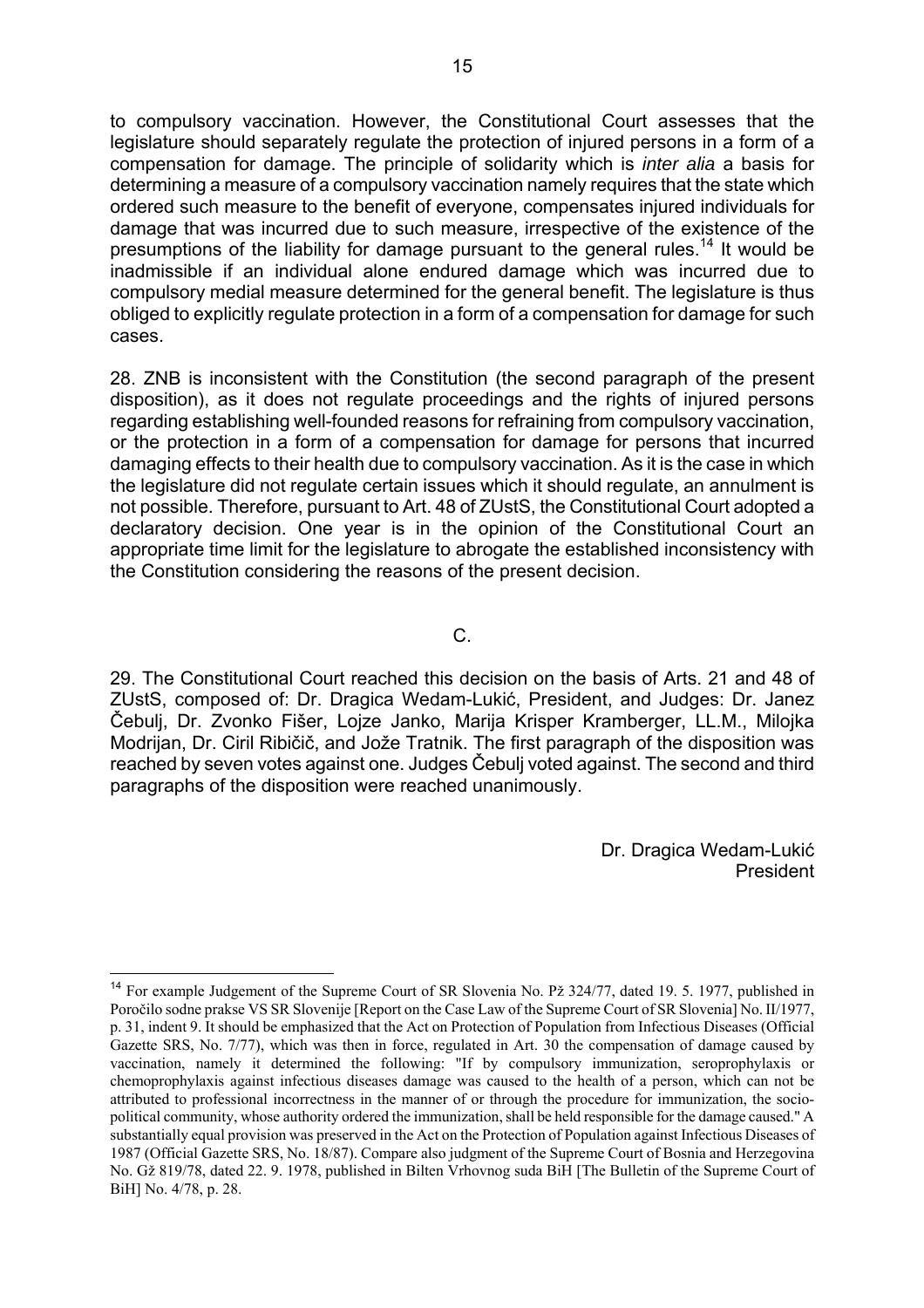to compulsory vaccination. However, the Constitutional Court assesses that the legislature should separately regulate the protection of injured persons in a form of a compensation for damage. The principle of solidarity which is *inter alia* a basis for determining a measure of a compulsory vaccination namely requires that the state which ordered such measure to the benefit of everyone, compensates injured individuals for damage that was incurred due to such measure, irrespective of the existence of the presumptions of the liability for damage pursuant to the general rules.[14] It would be inadmissible if an individual alone endured damage which was incurred due to compulsory medial measure determined for the general benefit. The legislature is thus obliged to explicitly regulate protection in a form of a compensation for damage for such cases.

28. ZNB is inconsistent with the Constitution (the second paragraph of the present disposition), as it does not regulate proceedings and the rights of injured persons regarding establishing well-founded reasons for refraining from compulsory vaccination, or the protection in a form of a compensation for damage for persons that incurred damaging effects to their health due to compulsory vaccination. As it is the case in which the legislature did not regulate certain issues which it should regulate, an annulment is not possible. Therefore, pursuant to Art. 48 of ZUstS, the Constitutional Court adopted a declaratory decision. One year is in the opinion of the Constitutional Court an appropriate time limit for the legislature to abrogate the established inconsistency with the Constitution considering the reasons of the present decision.

C.

29. The Constitutional Court reached this decision on the basis of Arts. 21 and 48 of ZUstS, composed of: Dr. Dragica Wedam-Lukić, President, and Judges: Dr. Janez Čebulj, Dr. Zvonko Fišer, Lojze Janko, Marija Krisper Kramberger, LL.M., Milojka Modrijan, Dr. Ciril Ribičič, and Jože Tratnik. The first paragraph of the disposition was reached by seven votes against one. Judges Čebulj voted against. The second and third paragraphs of the disposition were reached unanimously.

Dr. Dragica Wedam-Lukić
President

---

[14] For example Judgement of the Supreme Court of SR Slovenia No. Pž 324/77, dated 19. 5. 1977, published in Poročilo sodne prakse VS SR Slovenije [Report on the Case Law of the Supreme Court of SR Slovenia] No. II/1977, p. 31, indent 9. It should be emphasized that the Act on Protection of Population from Infectious Diseases (Official Gazette SRS, No. 7/77), which was then in force, regulated in Art. 30 the compensation of damage caused by vaccination, namely it determined the following: "If by compulsory immunization, seroprophylaxis or chemoprophylaxis against infectious diseases damage was caused to the health of a person, which can not be attributed to professional incorrectness in the manner of or through the procedure for immunization, the socio-political community, whose authority ordered the immunization, shall be held responsible for the damage caused." A substantially equal provision was preserved in the Act on the Protection of Population against Infectious Diseases of 1987 (Official Gazette SRS, No. 18/87). Compare also judgment of the Supreme Court of Bosnia and Herzegovina No. Gž 819/78, dated 22. 9. 1978, published in Bilten Vrhovnog suda BiH [The Bulletin of the Supreme Court of BiH] No. 4/78, p. 28.